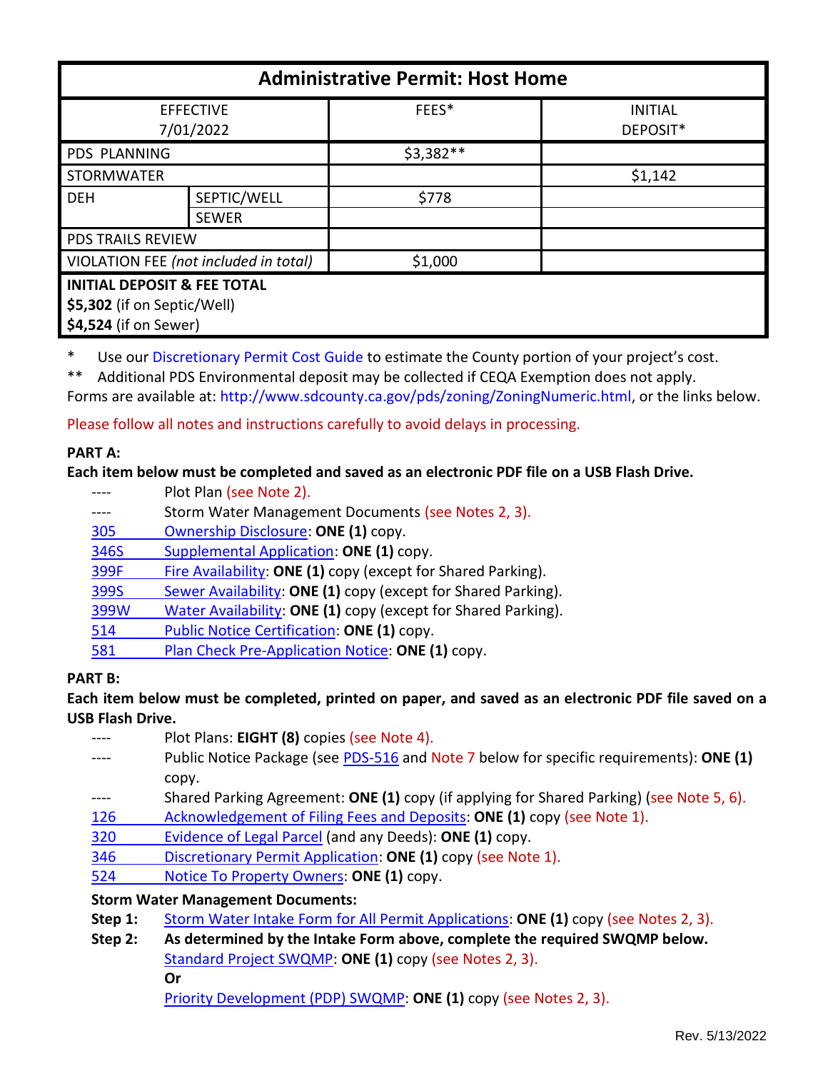| Administrative Permit: Host Home | | | |
|---|---|---|---|
| EFFECTIVE 7/01/2022 | | FEES* | INITIAL DEPOSIT* |
| PDS PLANNING | | $3,382** | |
| STORMWATER | | | $1,142 |
| DEH | SEPTIC/WELL | $778 | |
| | SEWER | | |
| PDS TRAILS REVIEW | | | |
| VIOLATION FEE *(not included in total)* | | $1,000 | |
| **INITIAL DEPOSIT & FEE TOTAL**<br>**$5,302** (if on Septic/Well)<br>**$4,524** (if on Sewer) | | | |

\* Use our Discretionary Permit Cost Guide to estimate the County portion of your project's cost.

\*\* Additional PDS Environmental deposit may be collected if CEQA Exemption does not apply.

Forms are available at: http://www.sdcounty.ca.gov/pds/zoning/ZoningNumeric.html, or the links below.

Please follow all notes and instructions carefully to avoid delays in processing.

**PART A:**

**Each item below must be completed and saved as an electronic PDF file on a USB Flash Drive.**

- ---- Plot Plan (see Note 2).
- ---- Storm Water Management Documents (see Notes 2, 3).
- 305 Ownership Disclosure: **ONE (1)** copy.
- 346S Supplemental Application: **ONE (1)** copy.
- 399F Fire Availability: **ONE (1)** copy (except for Shared Parking).
- 399S Sewer Availability: **ONE (1)** copy (except for Shared Parking).
- 399W Water Availability: **ONE (1)** copy (except for Shared Parking).
- 514 Public Notice Certification: **ONE (1)** copy.
- 581 Plan Check Pre-Application Notice: **ONE (1)** copy.

**PART B:**

**Each item below must be completed, printed on paper, and saved as an electronic PDF file saved on a USB Flash Drive.**

- ---- Plot Plans: **EIGHT (8)** copies (see Note 4).
- ---- Public Notice Package (see PDS-516 and Note 7 below for specific requirements): **ONE (1)** copy.
- ---- Shared Parking Agreement: **ONE (1)** copy (if applying for Shared Parking) (see Note 5, 6).
- 126 Acknowledgement of Filing Fees and Deposits: **ONE (1)** copy (see Note 1).
- 320 Evidence of Legal Parcel (and any Deeds): **ONE (1)** copy.
- 346 Discretionary Permit Application: **ONE (1)** copy (see Note 1).
- 524 Notice To Property Owners: **ONE (1)** copy.

**Storm Water Management Documents:**

**Step 1:** Storm Water Intake Form for All Permit Applications: **ONE (1)** copy (see Notes 2, 3).

**Step 2:** **As determined by the Intake Form above, complete the required SWQMP below.**

Standard Project SWQMP: **ONE (1)** copy (see Notes 2, 3).

**Or**

Priority Development (PDP) SWQMP: **ONE (1)** copy (see Notes 2, 3).

Rev. 5/13/2022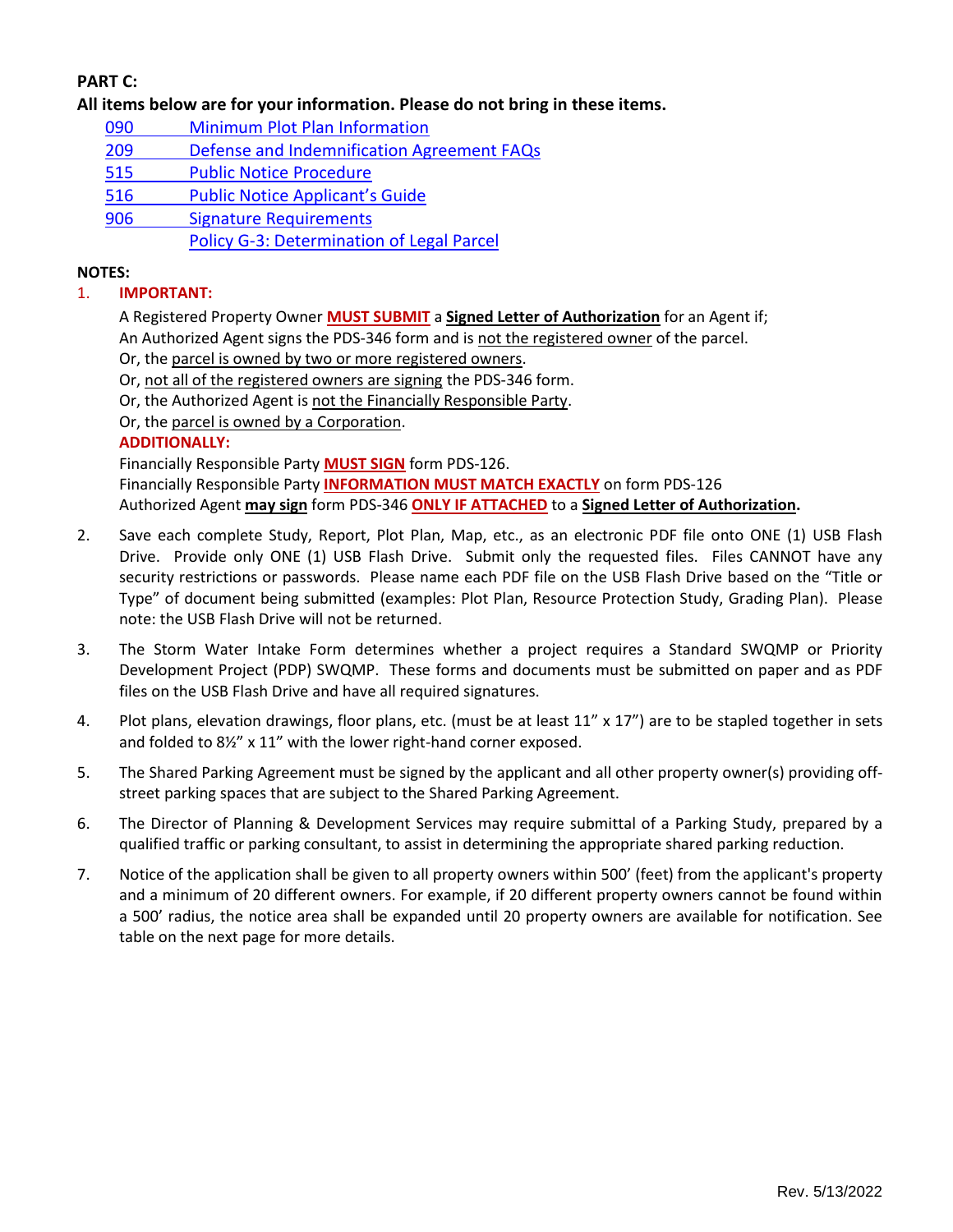**PART C:**

**All items below are for your information. Please do not bring in these items.**

- 090 Minimum Plot Plan Information
- 209 Defense and Indemnification Agreement FAQs
- 515 Public Notice Procedure
- 516 Public Notice Applicant's Guide
- 906 Signature Requirements
- Policy G-3: Determination of Legal Parcel

**NOTES:**

1. **IMPORTANT:**

   A Registered Property Owner **MUST SUBMIT** a **Signed Letter of Authorization** for an Agent if;
   An Authorized Agent signs the PDS-346 form and is not the registered owner of the parcel.
   Or, the parcel is owned by two or more registered owners.
   Or, not all of the registered owners are signing the PDS-346 form.
   Or, the Authorized Agent is not the Financially Responsible Party.
   Or, the parcel is owned by a Corporation.

   **ADDITIONALLY:**

   Financially Responsible Party **MUST SIGN** form PDS-126.
   Financially Responsible Party **INFORMATION MUST MATCH EXACTLY** on form PDS-126
   Authorized Agent **may sign** form PDS-346 **ONLY IF ATTACHED** to a **Signed Letter of Authorization.**

2. Save each complete Study, Report, Plot Plan, Map, etc., as an electronic PDF file onto ONE (1) USB Flash Drive. Provide only ONE (1) USB Flash Drive. Submit only the requested files. Files CANNOT have any security restrictions or passwords. Please name each PDF file on the USB Flash Drive based on the "Title or Type" of document being submitted (examples: Plot Plan, Resource Protection Study, Grading Plan). Please note: the USB Flash Drive will not be returned.

3. The Storm Water Intake Form determines whether a project requires a Standard SWQMP or Priority Development Project (PDP) SWQMP. These forms and documents must be submitted on paper and as PDF files on the USB Flash Drive and have all required signatures.

4. Plot plans, elevation drawings, floor plans, etc. (must be at least 11" x 17") are to be stapled together in sets and folded to 8½" x 11" with the lower right-hand corner exposed.

5. The Shared Parking Agreement must be signed by the applicant and all other property owner(s) providing off-street parking spaces that are subject to the Shared Parking Agreement.

6. The Director of Planning & Development Services may require submittal of a Parking Study, prepared by a qualified traffic or parking consultant, to assist in determining the appropriate shared parking reduction.

7. Notice of the application shall be given to all property owners within 500' (feet) from the applicant's property and a minimum of 20 different owners. For example, if 20 different property owners cannot be found within a 500' radius, the notice area shall be expanded until 20 property owners are available for notification. See table on the next page for more details.

Rev. 5/13/2022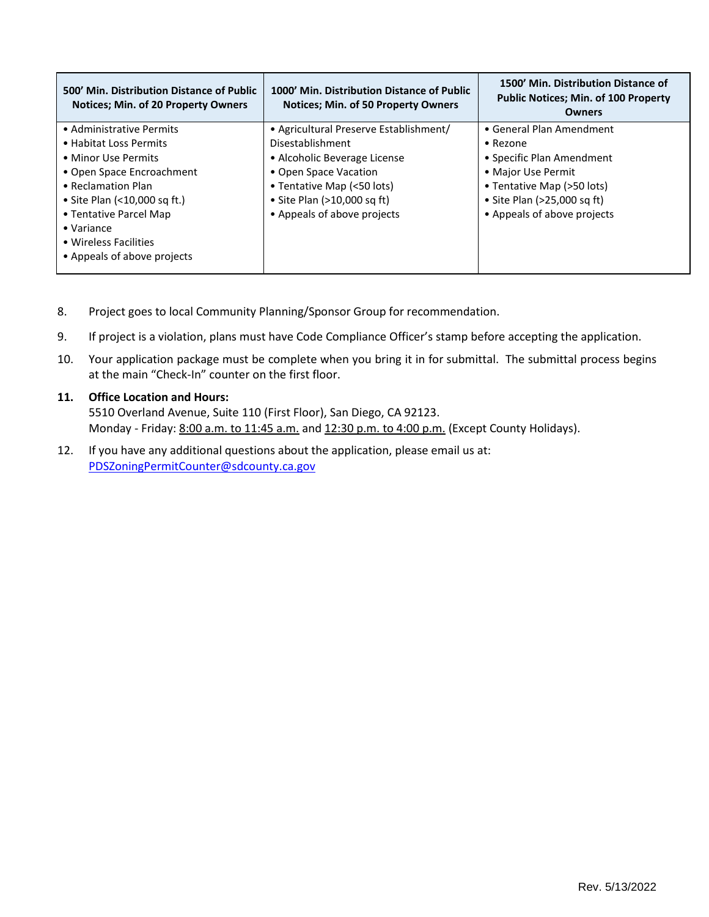| 500' Min. Distribution Distance of Public Notices; Min. of 20 Property Owners | 1000' Min. Distribution Distance of Public Notices; Min. of 50 Property Owners | 1500' Min. Distribution Distance of Public Notices; Min. of 100 Property Owners |
|---|---|---|
| • Administrative Permits<br>• Habitat Loss Permits<br>• Minor Use Permits<br>• Open Space Encroachment<br>• Reclamation Plan<br>• Site Plan (<10,000 sq ft.)<br>• Tentative Parcel Map<br>• Variance<br>• Wireless Facilities<br>• Appeals of above projects | • Agricultural Preserve Establishment/ Disestablishment<br>• Alcoholic Beverage License<br>• Open Space Vacation<br>• Tentative Map (<50 lots)<br>• Site Plan (>10,000 sq ft)<br>• Appeals of above projects | • General Plan Amendment<br>• Rezone<br>• Specific Plan Amendment<br>• Major Use Permit<br>• Tentative Map (>50 lots)<br>• Site Plan (>25,000 sq ft)<br>• Appeals of above projects |

8. Project goes to local Community Planning/Sponsor Group for recommendation.

9. If project is a violation, plans must have Code Compliance Officer's stamp before accepting the application.

10. Your application package must be complete when you bring it in for submittal. The submittal process begins at the main "Check-In" counter on the first floor.

11. **Office Location and Hours:**
    5510 Overland Avenue, Suite 110 (First Floor), San Diego, CA 92123.
    Monday - Friday: 8:00 a.m. to 11:45 a.m. and 12:30 p.m. to 4:00 p.m. (Except County Holidays).

12. If you have any additional questions about the application, please email us at:
    PDSZoningPermitCounter@sdcounty.ca.gov

Rev. 5/13/2022